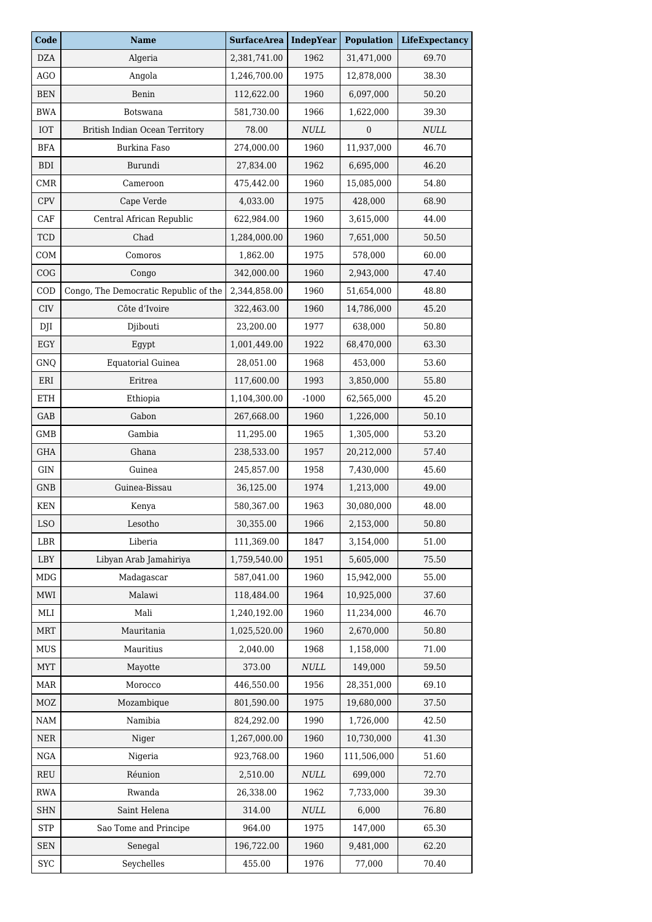| Code | Name | SurfaceArea | IndepYear | Population | LifeExpectancy |
|---|---|---|---|---|---|
| DZA | Algeria | 2,381,741.00 | 1962 | 31,471,000 | 69.70 |
| AGO | Angola | 1,246,700.00 | 1975 | 12,878,000 | 38.30 |
| BEN | Benin | 112,622.00 | 1960 | 6,097,000 | 50.20 |
| BWA | Botswana | 581,730.00 | 1966 | 1,622,000 | 39.30 |
| IOT | British Indian Ocean Territory | 78.00 | *NULL* | 0 | *NULL* |
| BFA | Burkina Faso | 274,000.00 | 1960 | 11,937,000 | 46.70 |
| BDI | Burundi | 27,834.00 | 1962 | 6,695,000 | 46.20 |
| CMR | Cameroon | 475,442.00 | 1960 | 15,085,000 | 54.80 |
| CPV | Cape Verde | 4,033.00 | 1975 | 428,000 | 68.90 |
| CAF | Central African Republic | 622,984.00 | 1960 | 3,615,000 | 44.00 |
| TCD | Chad | 1,284,000.00 | 1960 | 7,651,000 | 50.50 |
| COM | Comoros | 1,862.00 | 1975 | 578,000 | 60.00 |
| COG | Congo | 342,000.00 | 1960 | 2,943,000 | 47.40 |
| COD | Congo, The Democratic Republic of the | 2,344,858.00 | 1960 | 51,654,000 | 48.80 |
| CIV | Côte d'Ivoire | 322,463.00 | 1960 | 14,786,000 | 45.20 |
| DJI | Djibouti | 23,200.00 | 1977 | 638,000 | 50.80 |
| EGY | Egypt | 1,001,449.00 | 1922 | 68,470,000 | 63.30 |
| GNQ | Equatorial Guinea | 28,051.00 | 1968 | 453,000 | 53.60 |
| ERI | Eritrea | 117,600.00 | 1993 | 3,850,000 | 55.80 |
| ETH | Ethiopia | 1,104,300.00 | -1000 | 62,565,000 | 45.20 |
| GAB | Gabon | 267,668.00 | 1960 | 1,226,000 | 50.10 |
| GMB | Gambia | 11,295.00 | 1965 | 1,305,000 | 53.20 |
| GHA | Ghana | 238,533.00 | 1957 | 20,212,000 | 57.40 |
| GIN | Guinea | 245,857.00 | 1958 | 7,430,000 | 45.60 |
| GNB | Guinea-Bissau | 36,125.00 | 1974 | 1,213,000 | 49.00 |
| KEN | Kenya | 580,367.00 | 1963 | 30,080,000 | 48.00 |
| LSO | Lesotho | 30,355.00 | 1966 | 2,153,000 | 50.80 |
| LBR | Liberia | 111,369.00 | 1847 | 3,154,000 | 51.00 |
| LBY | Libyan Arab Jamahiriya | 1,759,540.00 | 1951 | 5,605,000 | 75.50 |
| MDG | Madagascar | 587,041.00 | 1960 | 15,942,000 | 55.00 |
| MWI | Malawi | 118,484.00 | 1964 | 10,925,000 | 37.60 |
| MLI | Mali | 1,240,192.00 | 1960 | 11,234,000 | 46.70 |
| MRT | Mauritania | 1,025,520.00 | 1960 | 2,670,000 | 50.80 |
| MUS | Mauritius | 2,040.00 | 1968 | 1,158,000 | 71.00 |
| MYT | Mayotte | 373.00 | *NULL* | 149,000 | 59.50 |
| MAR | Morocco | 446,550.00 | 1956 | 28,351,000 | 69.10 |
| MOZ | Mozambique | 801,590.00 | 1975 | 19,680,000 | 37.50 |
| NAM | Namibia | 824,292.00 | 1990 | 1,726,000 | 42.50 |
| NER | Niger | 1,267,000.00 | 1960 | 10,730,000 | 41.30 |
| NGA | Nigeria | 923,768.00 | 1960 | 111,506,000 | 51.60 |
| REU | Réunion | 2,510.00 | *NULL* | 699,000 | 72.70 |
| RWA | Rwanda | 26,338.00 | 1962 | 7,733,000 | 39.30 |
| SHN | Saint Helena | 314.00 | *NULL* | 6,000 | 76.80 |
| STP | Sao Tome and Principe | 964.00 | 1975 | 147,000 | 65.30 |
| SEN | Senegal | 196,722.00 | 1960 | 9,481,000 | 62.20 |
| SYC | Seychelles | 455.00 | 1976 | 77,000 | 70.40 |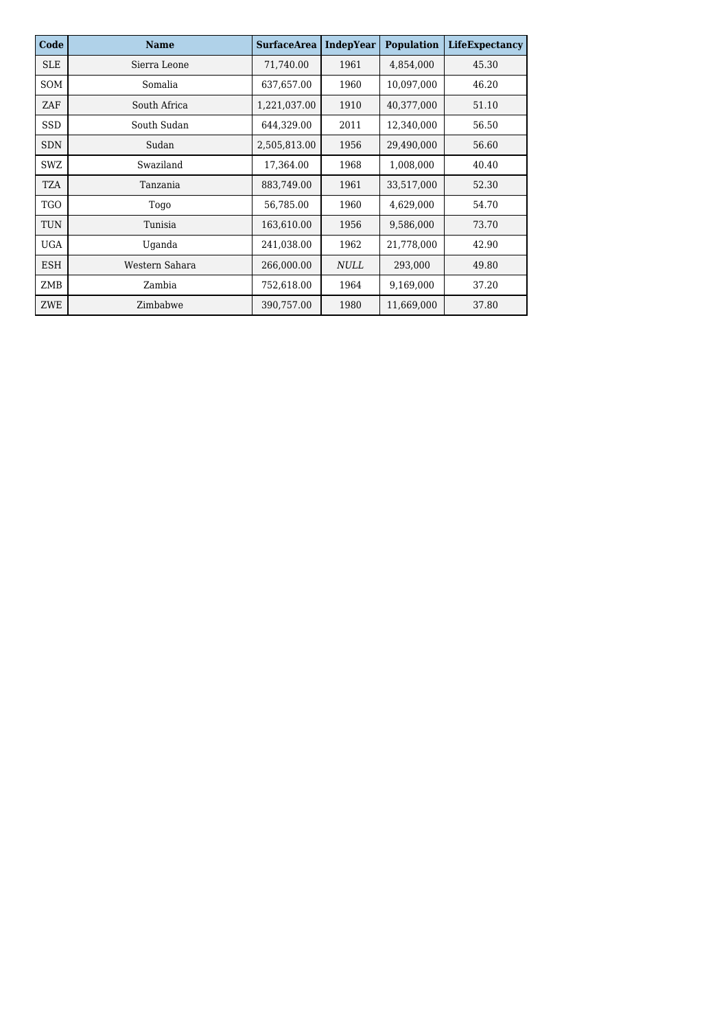| Code | Name | SurfaceArea | IndepYear | Population | LifeExpectancy |
|---|---|---|---|---|---|
| SLE | Sierra Leone | 71,740.00 | 1961 | 4,854,000 | 45.30 |
| SOM | Somalia | 637,657.00 | 1960 | 10,097,000 | 46.20 |
| ZAF | South Africa | 1,221,037.00 | 1910 | 40,377,000 | 51.10 |
| SSD | South Sudan | 644,329.00 | 2011 | 12,340,000 | 56.50 |
| SDN | Sudan | 2,505,813.00 | 1956 | 29,490,000 | 56.60 |
| SWZ | Swaziland | 17,364.00 | 1968 | 1,008,000 | 40.40 |
| TZA | Tanzania | 883,749.00 | 1961 | 33,517,000 | 52.30 |
| TGO | Togo | 56,785.00 | 1960 | 4,629,000 | 54.70 |
| TUN | Tunisia | 163,610.00 | 1956 | 9,586,000 | 73.70 |
| UGA | Uganda | 241,038.00 | 1962 | 21,778,000 | 42.90 |
| ESH | Western Sahara | 266,000.00 | *NULL* | 293,000 | 49.80 |
| ZMB | Zambia | 752,618.00 | 1964 | 9,169,000 | 37.20 |
| ZWE | Zimbabwe | 390,757.00 | 1980 | 11,669,000 | 37.80 |